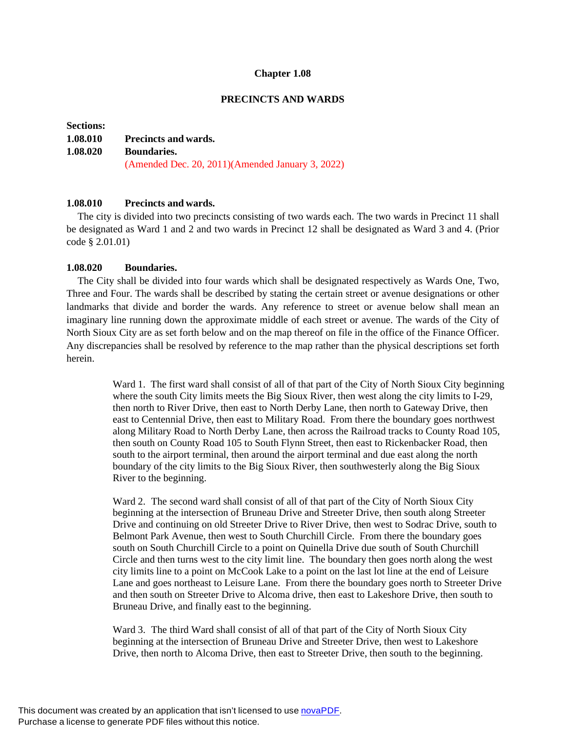# Chapter 1.08

## PRECINCTS AND WARDS

**Sections:**

**1.08.010 Precincts and wards.**

**1.08.020 Boundaries.**

(Amended Dec. 20, 2011)(Amended January 3, 2022)

**1.08.010 Precincts and wards.**

The city is divided into two precincts consisting of two wards each. The two wards in Precinct 11 shall be designated as Ward 1 and 2 and two wards in Precinct 12 shall be designated as Ward 3 and 4. (Prior code § 2.01.01)

**1.08.020 Boundaries.**

The City shall be divided into four wards which shall be designated respectively as Wards One, Two, Three and Four. The wards shall be described by stating the certain street or avenue designations or other landmarks that divide and border the wards. Any reference to street or avenue below shall mean an imaginary line running down the approximate middle of each street or avenue. The wards of the City of North Sioux City are as set forth below and on the map thereof on file in the office of the Finance Officer. Any discrepancies shall be resolved by reference to the map rather than the physical descriptions set forth herein.

Ward 1. The first ward shall consist of all of that part of the City of North Sioux City beginning where the south City limits meets the Big Sioux River, then west along the city limits to I-29, then north to River Drive, then east to North Derby Lane, then north to Gateway Drive, then east to Centennial Drive, then east to Military Road. From there the boundary goes northwest along Military Road to North Derby Lane, then across the Railroad tracks to County Road 105, then south on County Road 105 to South Flynn Street, then east to Rickenbacker Road, then south to the airport terminal, then around the airport terminal and due east along the north boundary of the city limits to the Big Sioux River, then southwesterly along the Big Sioux River to the beginning.

Ward 2. The second ward shall consist of all of that part of the City of North Sioux City beginning at the intersection of Bruneau Drive and Streeter Drive, then south along Streeter Drive and continuing on old Streeter Drive to River Drive, then west to Sodrac Drive, south to Belmont Park Avenue, then west to South Churchill Circle. From there the boundary goes south on South Churchill Circle to a point on Quinella Drive due south of South Churchill Circle and then turns west to the city limit line. The boundary then goes north along the west city limits line to a point on McCook Lake to a point on the last lot line at the end of Leisure Lane and goes northeast to Leisure Lane. From there the boundary goes north to Streeter Drive and then south on Streeter Drive to Alcoma drive, then east to Lakeshore Drive, then south to Bruneau Drive, and finally east to the beginning.

Ward 3. The third Ward shall consist of all of that part of the City of North Sioux City beginning at the intersection of Bruneau Drive and Streeter Drive, then west to Lakeshore Drive, then north to Alcoma Drive, then east to Streeter Drive, then south to the beginning.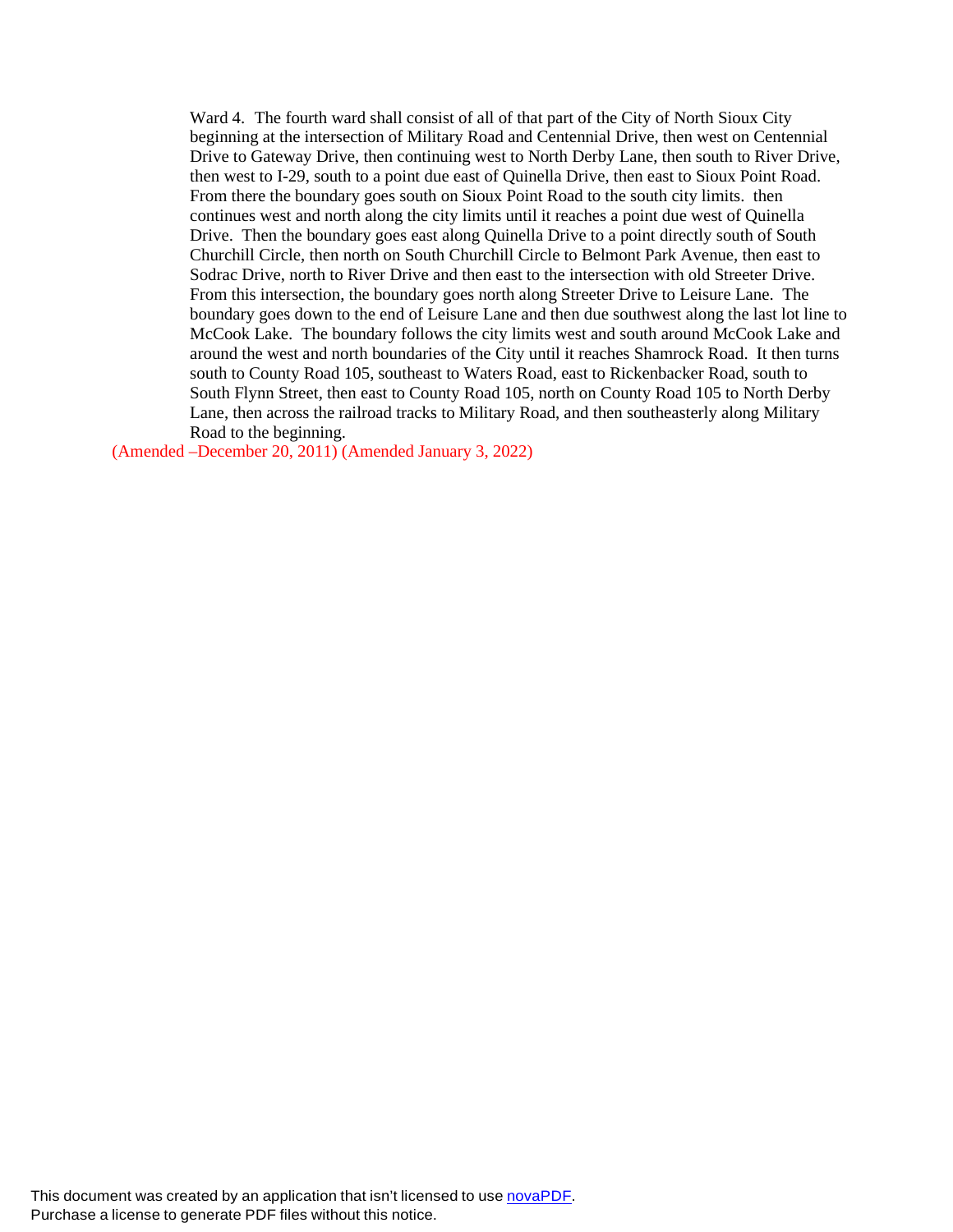Ward 4. The fourth ward shall consist of all of that part of the City of North Sioux City beginning at the intersection of Military Road and Centennial Drive, then west on Centennial Drive to Gateway Drive, then continuing west to North Derby Lane, then south to River Drive, then west to I-29, south to a point due east of Quinella Drive, then east to Sioux Point Road. From there the boundary goes south on Sioux Point Road to the south city limits. then continues west and north along the city limits until it reaches a point due west of Quinella Drive. Then the boundary goes east along Quinella Drive to a point directly south of South Churchill Circle, then north on South Churchill Circle to Belmont Park Avenue, then east to Sodrac Drive, north to River Drive and then east to the intersection with old Streeter Drive. From this intersection, the boundary goes north along Streeter Drive to Leisure Lane. The boundary goes down to the end of Leisure Lane and then due southwest along the last lot line to McCook Lake. The boundary follows the city limits west and south around McCook Lake and around the west and north boundaries of the City until it reaches Shamrock Road. It then turns south to County Road 105, southeast to Waters Road, east to Rickenbacker Road, south to South Flynn Street, then east to County Road 105, north on County Road 105 to North Derby Lane, then across the railroad tracks to Military Road, and then southeasterly along Military Road to the beginning.

(Amended –December 20, 2011) (Amended January 3, 2022)